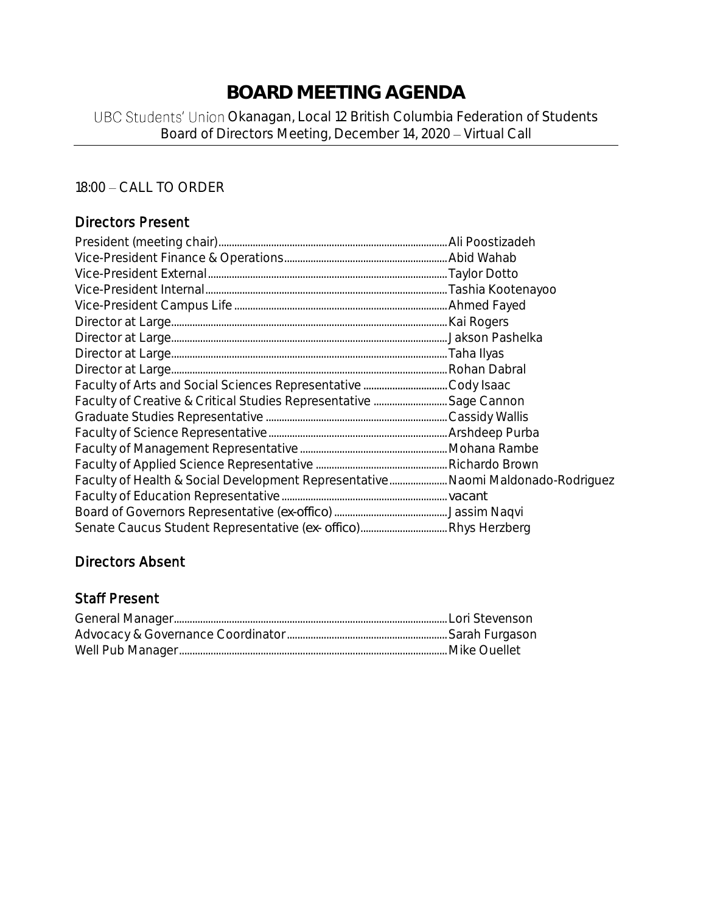# BOARD MEETING AGENDA

UBC Students' Union Okanagan, Local 12 British Columbia Federation of Students
Board of Directors Meeting, December 14, 2020 – Virtual Call

18:00 – CALL TO ORDER

## Directors Present

| Position | Name |
|---|---|
| President (meeting chair) | Ali Poostizadeh |
| Vice-President Finance & Operations | Abid Wahab |
| Vice-President External | Taylor Dotto |
| Vice-President Internal | Tashia Kootenayoo |
| Vice-President Campus Life | Ahmed Fayed |
| Director at Large | Kai Rogers |
| Director at Large | Jakson Pashelka |
| Director at Large | Taha Ilyas |
| Director at Large | Rohan Dabral |
| Faculty of Arts and Social Sciences Representative | Cody Isaac |
| Faculty of Creative & Critical Studies Representative | Sage Cannon |
| Graduate Studies Representative | Cassidy Wallis |
| Faculty of Science Representative | Arshdeep Purba |
| Faculty of Management Representative | Mohana Rambe |
| Faculty of Applied Science Representative | Richardo Brown |
| Faculty of Health & Social Development Representative | Naomi Maldonado-Rodriguez |
| Faculty of Education Representative | vacant |
| Board of Governors Representative (ex-offico) | Jassim Naqvi |
| Senate Caucus Student Representative (ex- offico) | Rhys Herzberg |

## Directors Absent

## Staff Present

| Position | Name |
|---|---|
| General Manager | Lori Stevenson |
| Advocacy & Governance Coordinator | Sarah Furgason |
| Well Pub Manager | Mike Ouellet |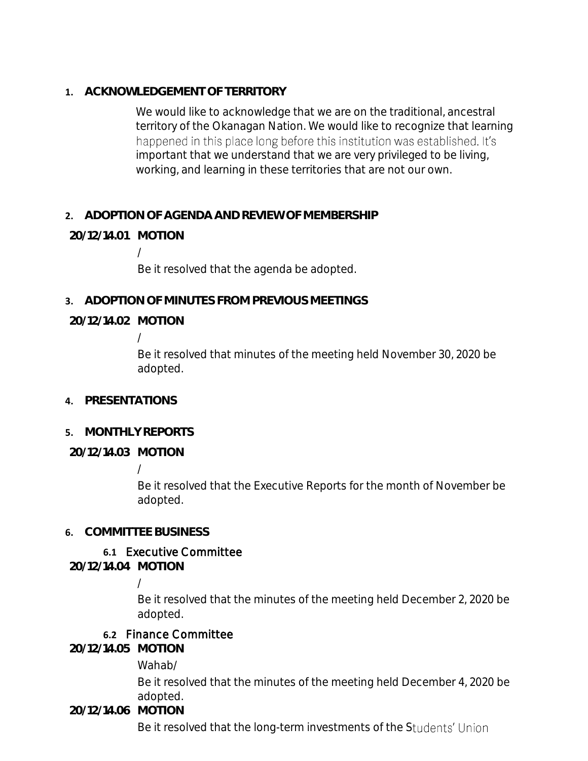1. **ACKNOWLEDGEMENT OF TERRITORY**

We would like to acknowledge that we are on the traditional, ancestral territory of the Okanagan Nation. We would like to recognize that learning happened in this place long before this institution was established. It's important that we understand that we are very privileged to be living, working, and learning in these territories that are not our own.

2. **ADOPTION OF AGENDA AND REVIEW OF MEMBERSHIP**

**20/12/14.01 MOTION**

/

Be it resolved that the agenda be adopted.

3. **ADOPTION OF MINUTES FROM PREVIOUS MEETINGS**

**20/12/14.02 MOTION**

/

Be it resolved that minutes of the meeting held November 30, 2020 be adopted.

4. **PRESENTATIONS**

5. **MONTHLY REPORTS**

**20/12/14.03 MOTION**

/

Be it resolved that the Executive Reports for the month of November be adopted.

6. **COMMITTEE BUSINESS**

**6.1** Executive Committee

**20/12/14.04 MOTION**

/

Be it resolved that the minutes of the meeting held December 2, 2020 be adopted.

**6.2** Finance Committee

**20/12/14.05 MOTION**

Wahab/

Be it resolved that the minutes of the meeting held December 4, 2020 be adopted.

**20/12/14.06 MOTION**

Be it resolved that the long-term investments of the Students' Union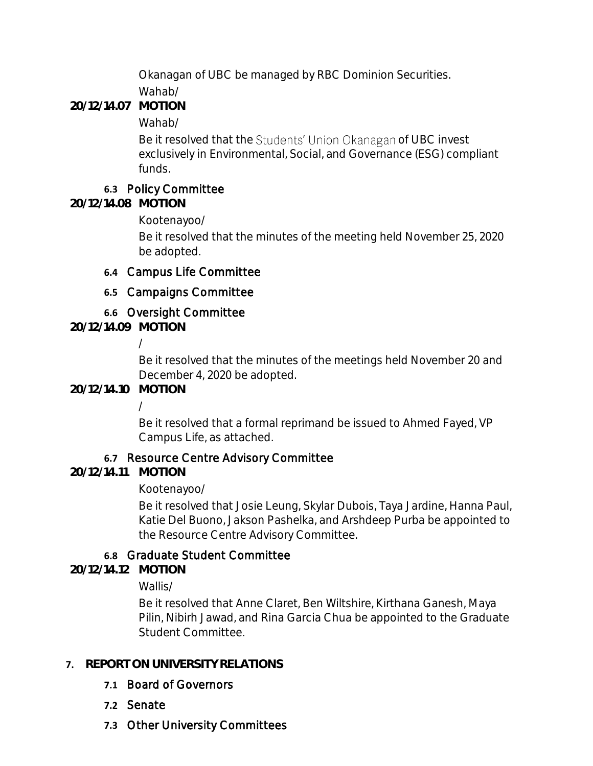Okanagan of UBC be managed by RBC Dominion Securities.

Wahab/

**20/12/14.07 MOTION**

Wahab/

Be it resolved that the Students' Union Okanagan of UBC invest exclusively in Environmental, Social, and Governance (ESG) compliant funds.

**6.3** Policy Committee

**20/12/14.08 MOTION**

Kootenayoo/

Be it resolved that the minutes of the meeting held November 25, 2020 be adopted.

**6.4** Campus Life Committee

**6.5** Campaigns Committee

**6.6** Oversight Committee

**20/12/14.09 MOTION**

/

Be it resolved that the minutes of the meetings held November 20 and December 4, 2020 be adopted.

**20/12/14.10 MOTION**

/

Be it resolved that a formal reprimand be issued to Ahmed Fayed, VP Campus Life, as attached.

**6.7** Resource Centre Advisory Committee

**20/12/14.11 MOTION**

Kootenayoo/

Be it resolved that Josie Leung, Skylar Dubois, Taya Jardine, Hanna Paul, Katie Del Buono, Jakson Pashelka, and Arshdeep Purba be appointed to the Resource Centre Advisory Committee.

**6.8** Graduate Student Committee

**20/12/14.12 MOTION**

Wallis/

Be it resolved that Anne Claret, Ben Wiltshire, Kirthana Ganesh, Maya Pilin, Nibirh Jawad, and Rina Garcia Chua be appointed to the Graduate Student Committee.

## 7. REPORT ON UNIVERSITY RELATIONS

**7.1** Board of Governors

**7.2** Senate

**7.3** Other University Committees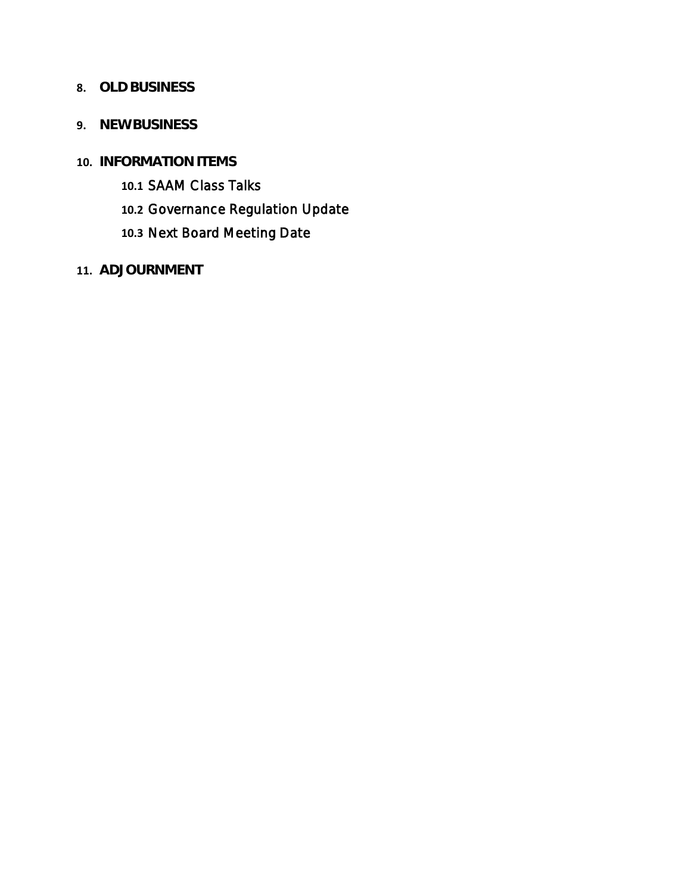8. **OLD BUSINESS**

9. **NEW BUSINESS**

10. **INFORMATION ITEMS**

    10.1 SAAM Class Talks

    10.2 Governance Regulation Update

    10.3 Next Board Meeting Date

11. **ADJOURNMENT**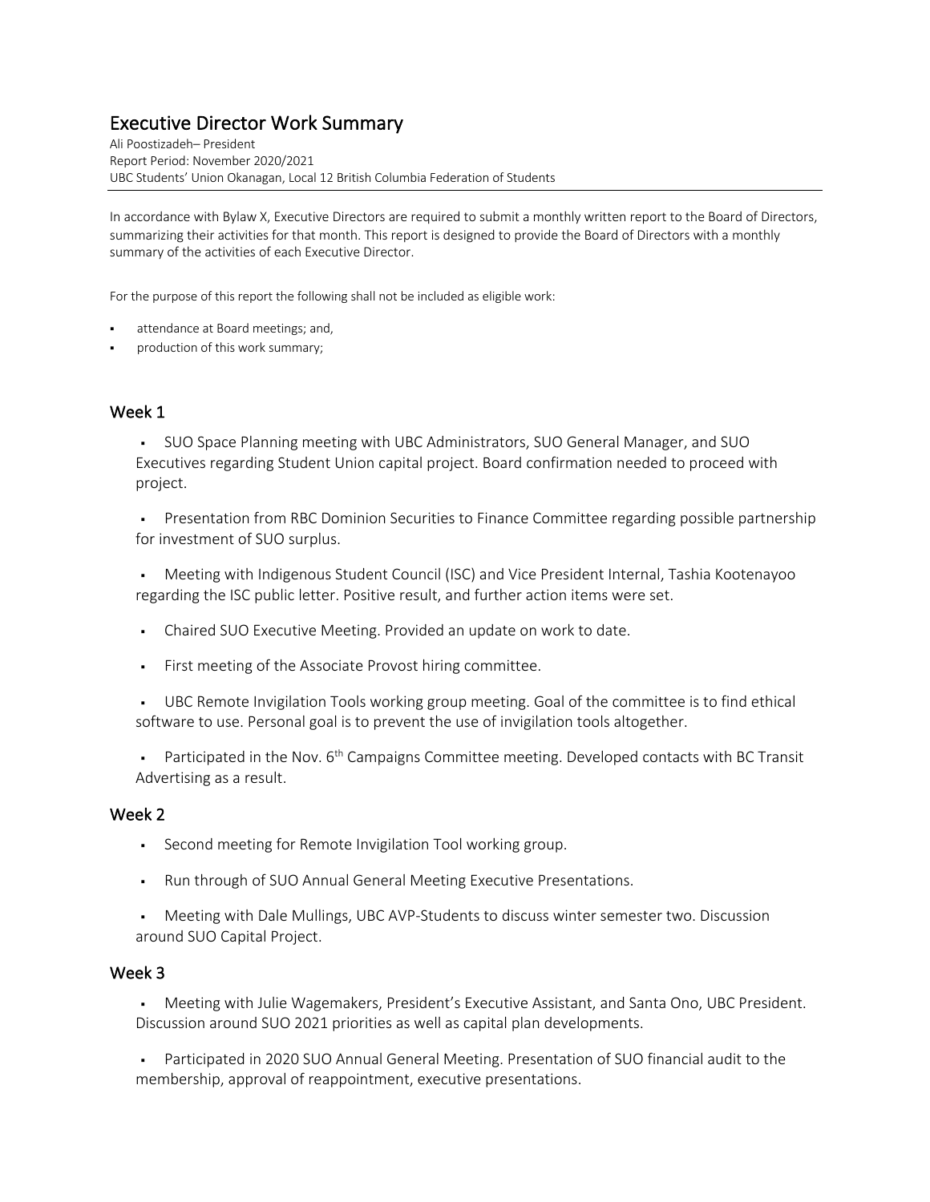# Executive Director Work Summary

Ali Poostizadeh– President
Report Period: November 2020/2021
UBC Students' Union Okanagan, Local 12 British Columbia Federation of Students

In accordance with Bylaw X, Executive Directors are required to submit a monthly written report to the Board of Directors, summarizing their activities for that month. This report is designed to provide the Board of Directors with a monthly summary of the activities of each Executive Director.

For the purpose of this report the following shall not be included as eligible work:

- attendance at Board meetings; and,
- production of this work summary;

## Week 1

- SUO Space Planning meeting with UBC Administrators, SUO General Manager, and SUO Executives regarding Student Union capital project. Board confirmation needed to proceed with project.
- Presentation from RBC Dominion Securities to Finance Committee regarding possible partnership for investment of SUO surplus.
- Meeting with Indigenous Student Council (ISC) and Vice President Internal, Tashia Kootenayoo regarding the ISC public letter. Positive result, and further action items were set.
- Chaired SUO Executive Meeting. Provided an update on work to date.
- First meeting of the Associate Provost hiring committee.
- UBC Remote Invigilation Tools working group meeting. Goal of the committee is to find ethical software to use. Personal goal is to prevent the use of invigilation tools altogether.
- Participated in the Nov. 6th Campaigns Committee meeting. Developed contacts with BC Transit Advertising as a result.

## Week 2

- Second meeting for Remote Invigilation Tool working group.
- Run through of SUO Annual General Meeting Executive Presentations.
- Meeting with Dale Mullings, UBC AVP-Students to discuss winter semester two. Discussion around SUO Capital Project.

## Week 3

- Meeting with Julie Wagemakers, President's Executive Assistant, and Santa Ono, UBC President. Discussion around SUO 2021 priorities as well as capital plan developments.
- Participated in 2020 SUO Annual General Meeting. Presentation of SUO financial audit to the membership, approval of reappointment, executive presentations.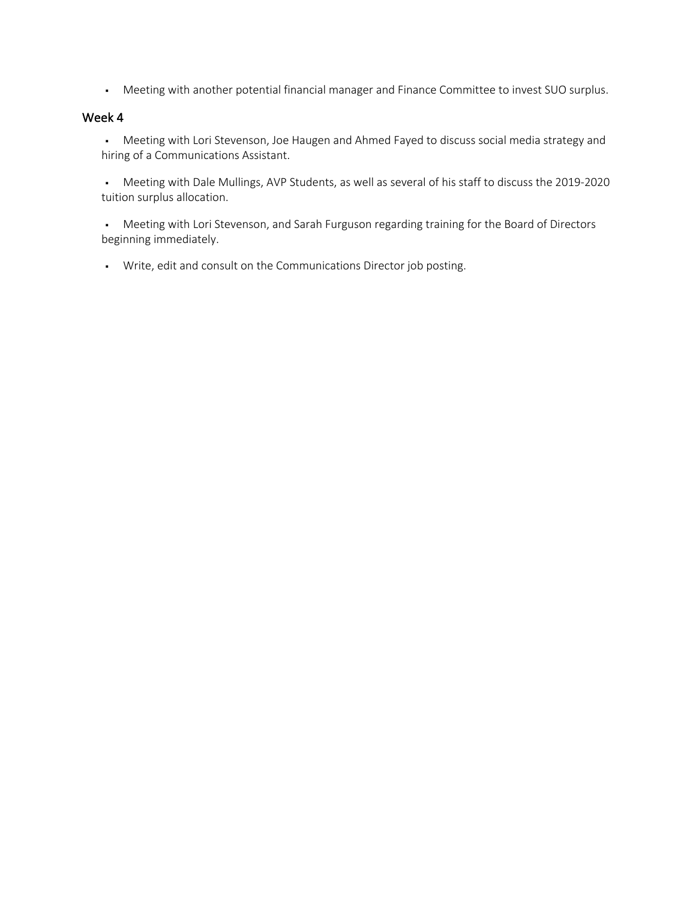- Meeting with another potential financial manager and Finance Committee to invest SUO surplus.

## Week 4

- Meeting with Lori Stevenson, Joe Haugen and Ahmed Fayed to discuss social media strategy and hiring of a Communications Assistant.
- Meeting with Dale Mullings, AVP Students, as well as several of his staff to discuss the 2019-2020 tuition surplus allocation.
- Meeting with Lori Stevenson, and Sarah Furguson regarding training for the Board of Directors beginning immediately.
- Write, edit and consult on the Communications Director job posting.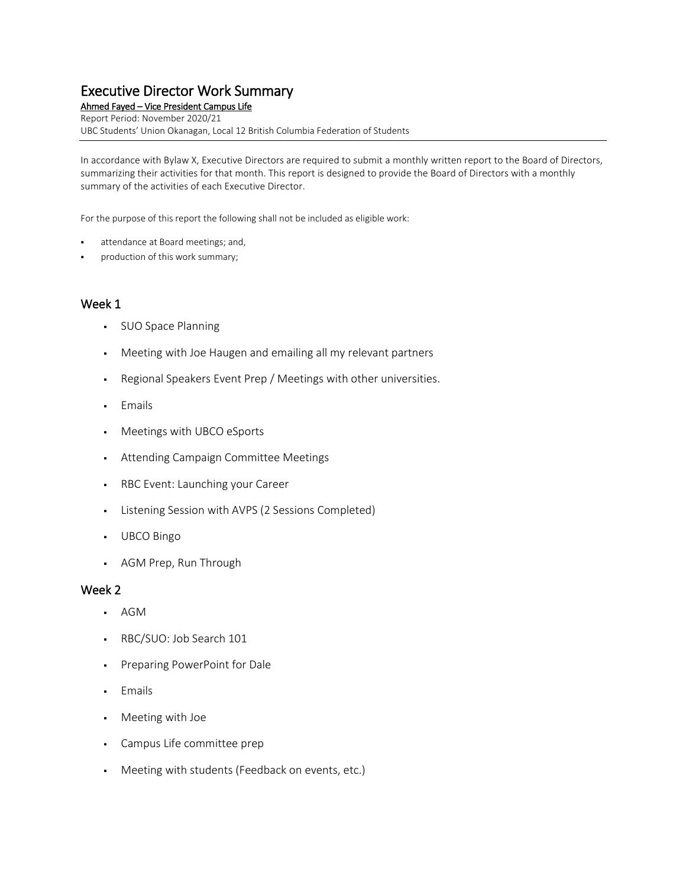# Executive Director Work Summary

**Ahmed Fayed – Vice President Campus Life**

Report Period: November 2020/21

UBC Students' Union Okanagan, Local 12 British Columbia Federation of Students

In accordance with Bylaw X, Executive Directors are required to submit a monthly written report to the Board of Directors, summarizing their activities for that month. This report is designed to provide the Board of Directors with a monthly summary of the activities of each Executive Director.

For the purpose of this report the following shall not be included as eligible work:

- attendance at Board meetings; and,
- production of this work summary;

## Week 1

- SUO Space Planning
- Meeting with Joe Haugen and emailing all my relevant partners
- Regional Speakers Event Prep / Meetings with other universities.
- Emails
- Meetings with UBCO eSports
- Attending Campaign Committee Meetings
- RBC Event: Launching your Career
- Listening Session with AVPS (2 Sessions Completed)
- UBCO Bingo
- AGM Prep, Run Through

## Week 2

- AGM
- RBC/SUO: Job Search 101
- Preparing PowerPoint for Dale
- Emails
- Meeting with Joe
- Campus Life committee prep
- Meeting with students (Feedback on events, etc.)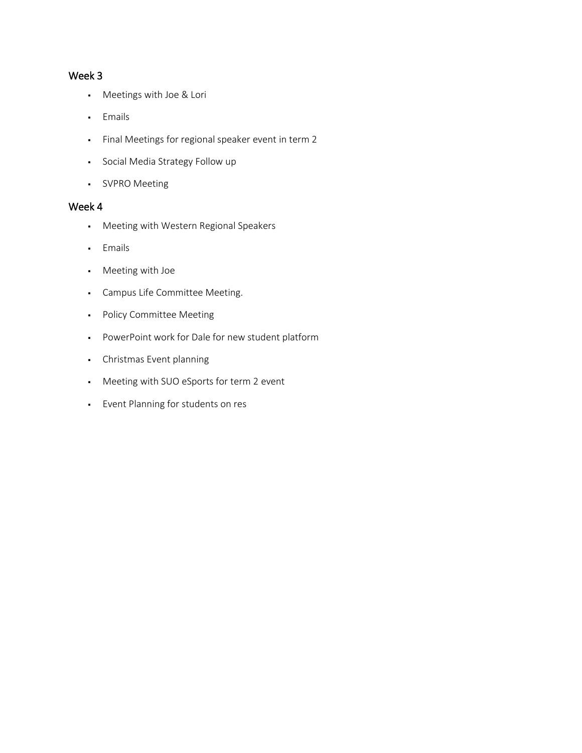## Week 3

- Meetings with Joe & Lori
- Emails
- Final Meetings for regional speaker event in term 2
- Social Media Strategy Follow up
- SVPRO Meeting

## Week 4

- Meeting with Western Regional Speakers
- Emails
- Meeting with Joe
- Campus Life Committee Meeting.
- Policy Committee Meeting
- PowerPoint work for Dale for new student platform
- Christmas Event planning
- Meeting with SUO eSports for term 2 event
- Event Planning for students on res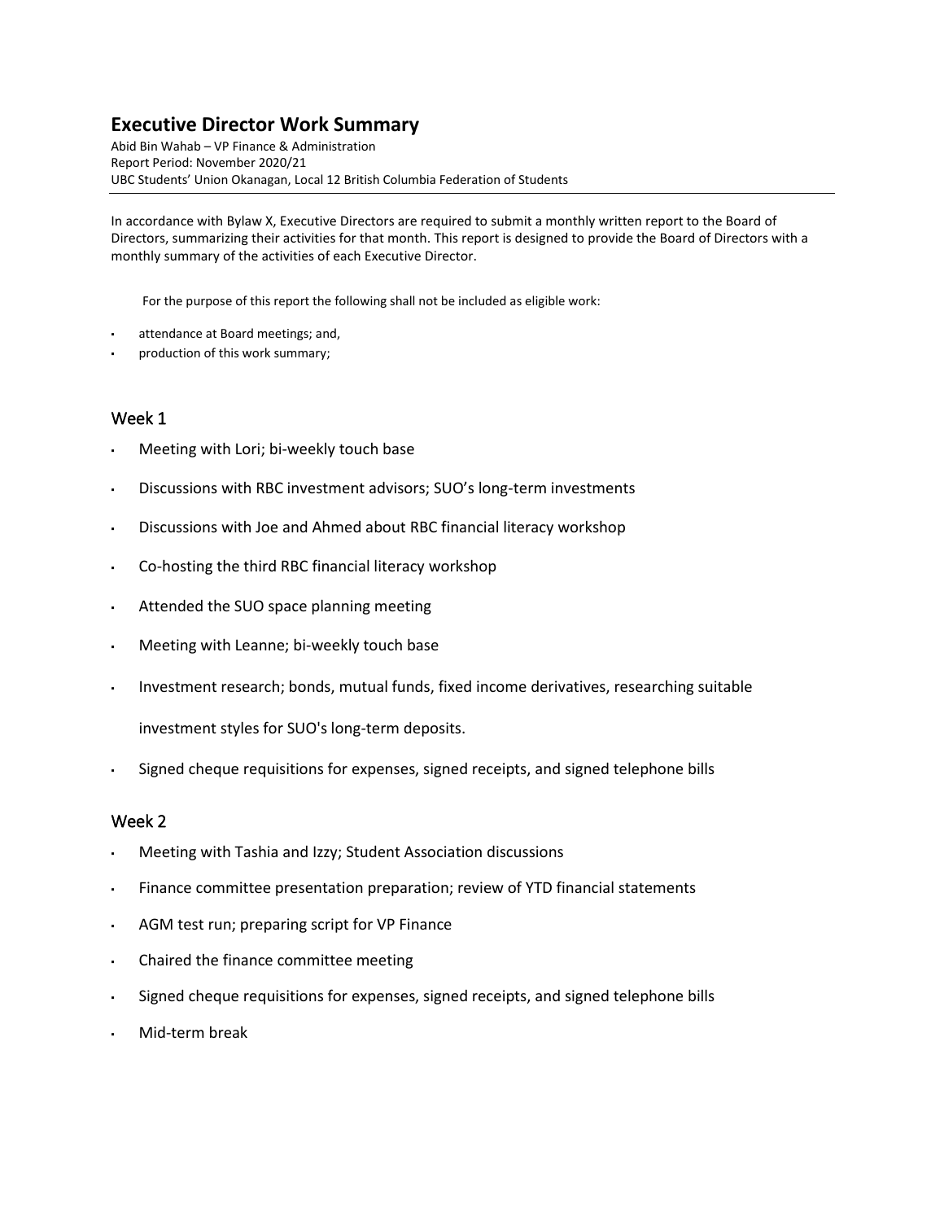# Executive Director Work Summary

Abid Bin Wahab – VP Finance & Administration
Report Period: November 2020/21
UBC Students' Union Okanagan, Local 12 British Columbia Federation of Students

In accordance with Bylaw X, Executive Directors are required to submit a monthly written report to the Board of Directors, summarizing their activities for that month. This report is designed to provide the Board of Directors with a monthly summary of the activities of each Executive Director.

For the purpose of this report the following shall not be included as eligible work:

- attendance at Board meetings; and,
- production of this work summary;

## Week 1

- Meeting with Lori; bi-weekly touch base
- Discussions with RBC investment advisors; SUO's long-term investments
- Discussions with Joe and Ahmed about RBC financial literacy workshop
- Co-hosting the third RBC financial literacy workshop
- Attended the SUO space planning meeting
- Meeting with Leanne; bi-weekly touch base
- Investment research; bonds, mutual funds, fixed income derivatives, researching suitable investment styles for SUO's long-term deposits.
- Signed cheque requisitions for expenses, signed receipts, and signed telephone bills

## Week 2

- Meeting with Tashia and Izzy; Student Association discussions
- Finance committee presentation preparation; review of YTD financial statements
- AGM test run; preparing script for VP Finance
- Chaired the finance committee meeting
- Signed cheque requisitions for expenses, signed receipts, and signed telephone bills
- Mid-term break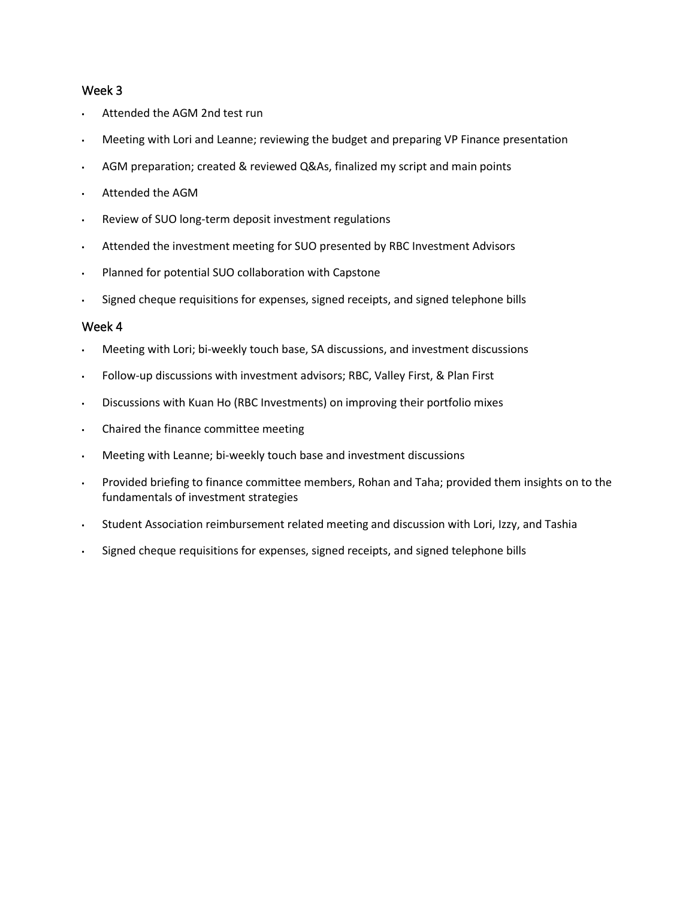## Week 3

- Attended the AGM 2nd test run
- Meeting with Lori and Leanne; reviewing the budget and preparing VP Finance presentation
- AGM preparation; created & reviewed Q&As, finalized my script and main points
- Attended the AGM
- Review of SUO long-term deposit investment regulations
- Attended the investment meeting for SUO presented by RBC Investment Advisors
- Planned for potential SUO collaboration with Capstone
- Signed cheque requisitions for expenses, signed receipts, and signed telephone bills

## Week 4

- Meeting with Lori; bi-weekly touch base, SA discussions, and investment discussions
- Follow-up discussions with investment advisors; RBC, Valley First, & Plan First
- Discussions with Kuan Ho (RBC Investments) on improving their portfolio mixes
- Chaired the finance committee meeting
- Meeting with Leanne; bi-weekly touch base and investment discussions
- Provided briefing to finance committee members, Rohan and Taha; provided them insights on to the fundamentals of investment strategies
- Student Association reimbursement related meeting and discussion with Lori, Izzy, and Tashia
- Signed cheque requisitions for expenses, signed receipts, and signed telephone bills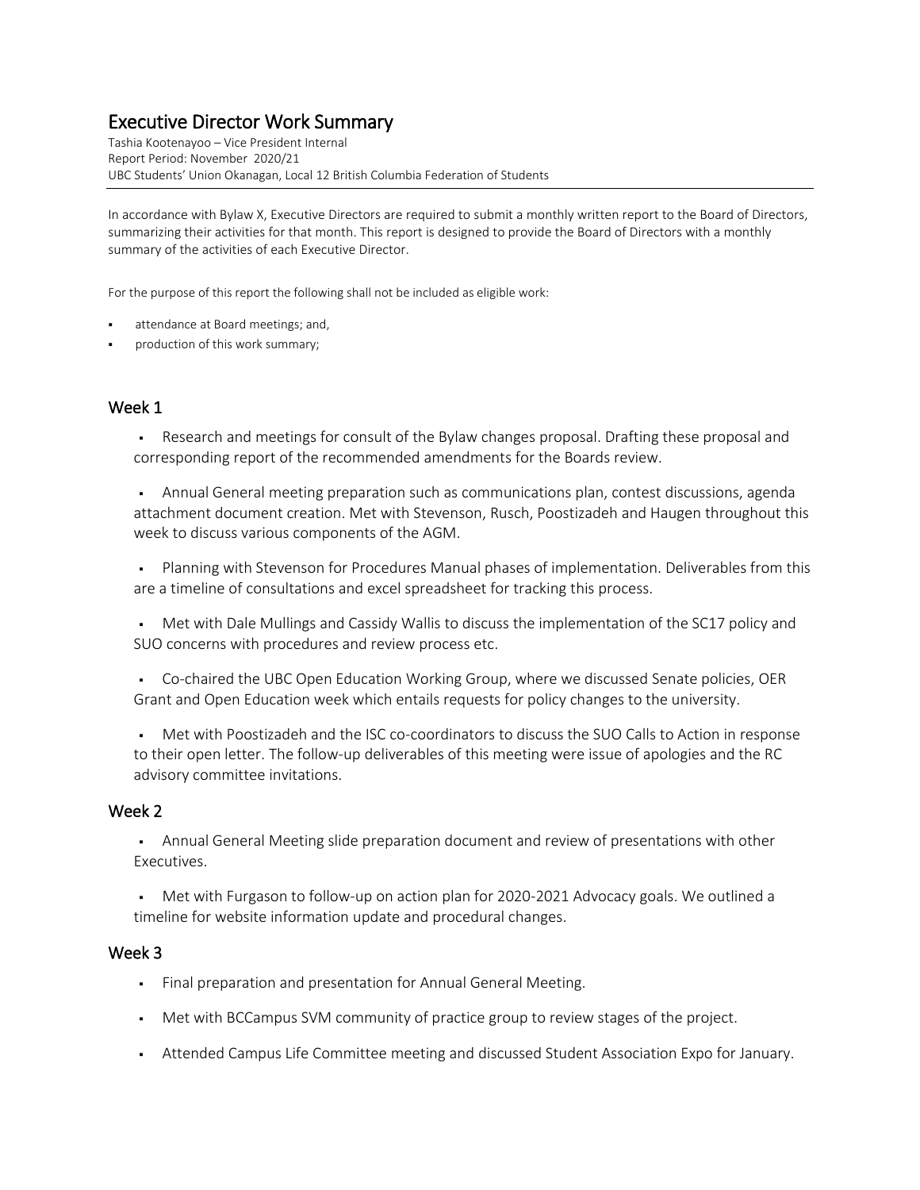# Executive Director Work Summary

Tashia Kootenayoo – Vice President Internal
Report Period: November 2020/21
UBC Students' Union Okanagan, Local 12 British Columbia Federation of Students

In accordance with Bylaw X, Executive Directors are required to submit a monthly written report to the Board of Directors, summarizing their activities for that month. This report is designed to provide the Board of Directors with a monthly summary of the activities of each Executive Director.

For the purpose of this report the following shall not be included as eligible work:

- attendance at Board meetings; and,
- production of this work summary;

## Week 1

- Research and meetings for consult of the Bylaw changes proposal. Drafting these proposal and corresponding report of the recommended amendments for the Boards review.
- Annual General meeting preparation such as communications plan, contest discussions, agenda attachment document creation. Met with Stevenson, Rusch, Poostizadeh and Haugen throughout this week to discuss various components of the AGM.
- Planning with Stevenson for Procedures Manual phases of implementation. Deliverables from this are a timeline of consultations and excel spreadsheet for tracking this process.
- Met with Dale Mullings and Cassidy Wallis to discuss the implementation of the SC17 policy and SUO concerns with procedures and review process etc.
- Co-chaired the UBC Open Education Working Group, where we discussed Senate policies, OER Grant and Open Education week which entails requests for policy changes to the university.
- Met with Poostizadeh and the ISC co-coordinators to discuss the SUO Calls to Action in response to their open letter. The follow-up deliverables of this meeting were issue of apologies and the RC advisory committee invitations.

## Week 2

- Annual General Meeting slide preparation document and review of presentations with other Executives.
- Met with Furgason to follow-up on action plan for 2020-2021 Advocacy goals. We outlined a timeline for website information update and procedural changes.

## Week 3

- Final preparation and presentation for Annual General Meeting.
- Met with BCCampus SVM community of practice group to review stages of the project.
- Attended Campus Life Committee meeting and discussed Student Association Expo for January.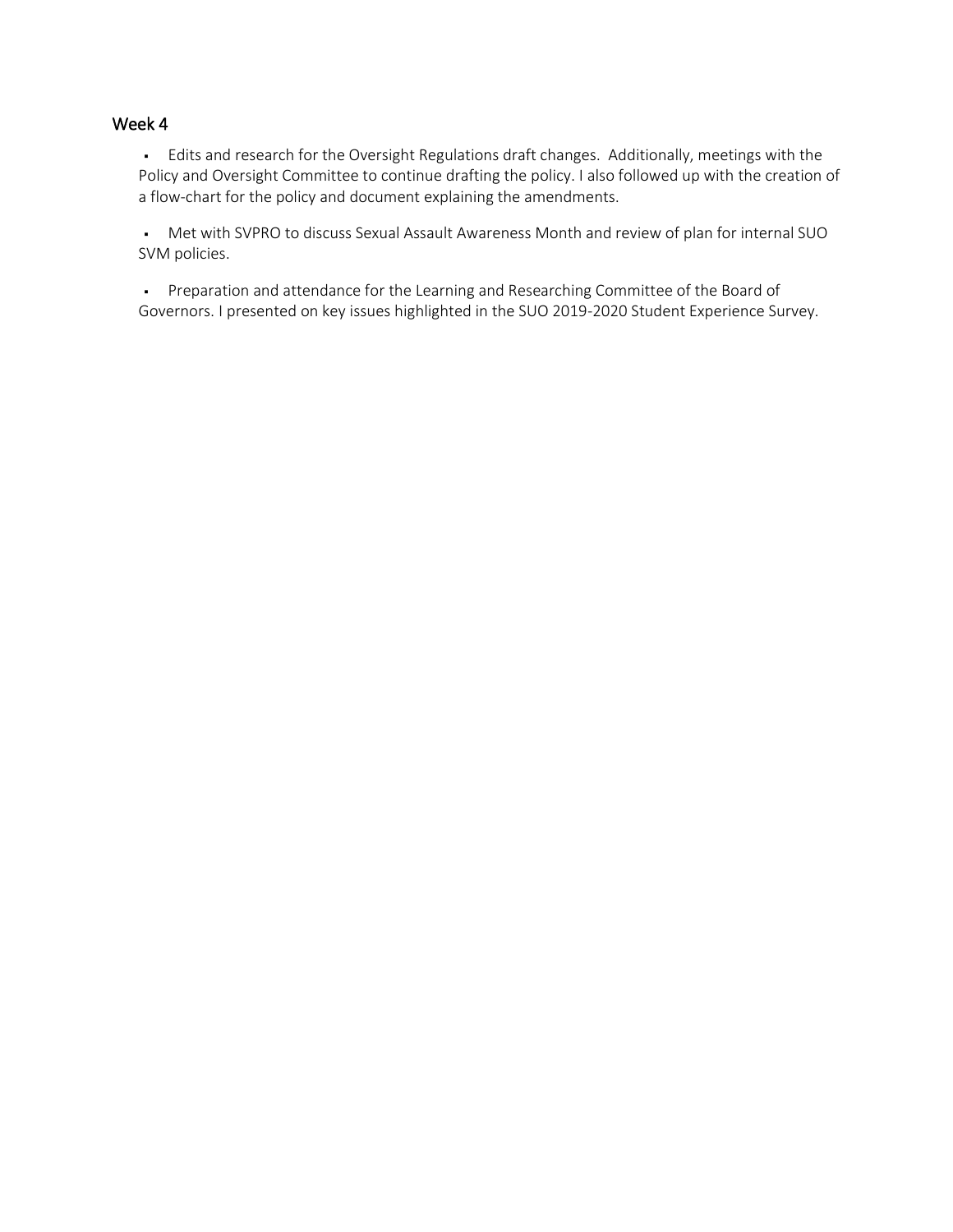## Week 4

- Edits and research for the Oversight Regulations draft changes.  Additionally, meetings with the Policy and Oversight Committee to continue drafting the policy. I also followed up with the creation of a flow-chart for the policy and document explaining the amendments.

- Met with SVPRO to discuss Sexual Assault Awareness Month and review of plan for internal SUO SVM policies.

- Preparation and attendance for the Learning and Researching Committee of the Board of Governors. I presented on key issues highlighted in the SUO 2019-2020 Student Experience Survey.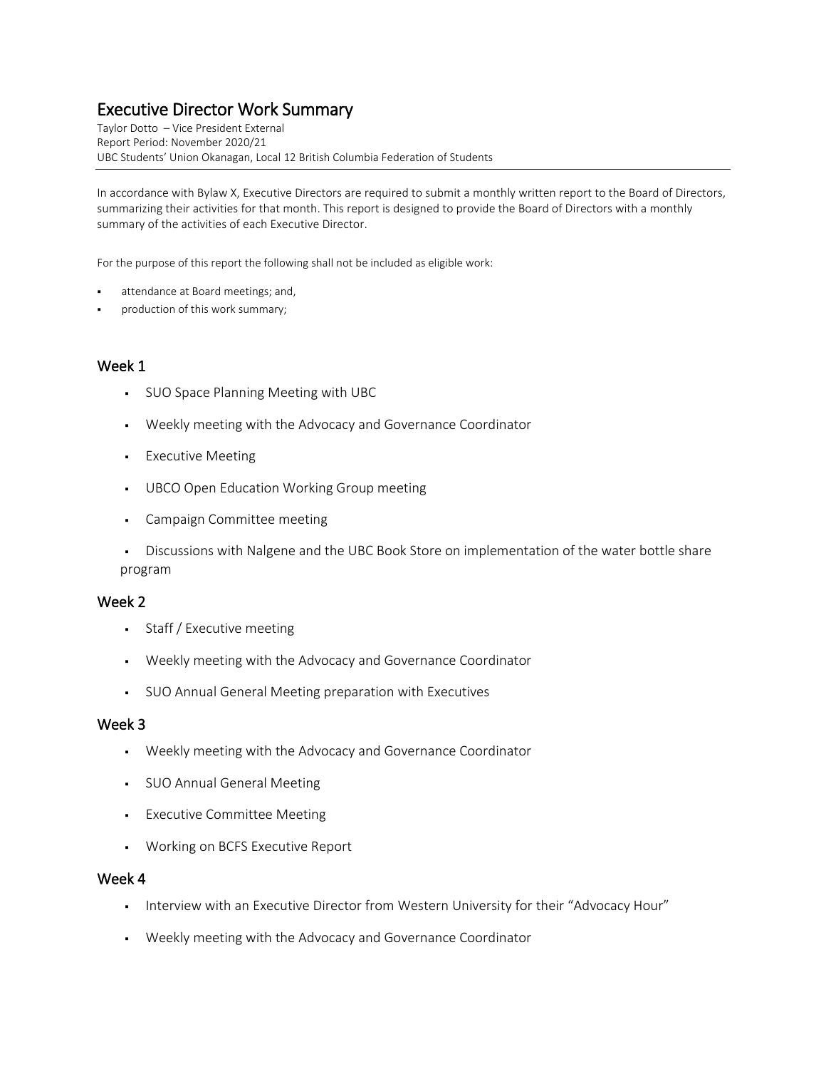# Executive Director Work Summary

Taylor Dotto – Vice President External
Report Period: November 2020/21
UBC Students' Union Okanagan, Local 12 British Columbia Federation of Students

In accordance with Bylaw X, Executive Directors are required to submit a monthly written report to the Board of Directors, summarizing their activities for that month. This report is designed to provide the Board of Directors with a monthly summary of the activities of each Executive Director.

For the purpose of this report the following shall not be included as eligible work:

- attendance at Board meetings; and,
- production of this work summary;

## Week 1

- SUO Space Planning Meeting with UBC
- Weekly meeting with the Advocacy and Governance Coordinator
- Executive Meeting
- UBCO Open Education Working Group meeting
- Campaign Committee meeting
- Discussions with Nalgene and the UBC Book Store on implementation of the water bottle share program

## Week 2

- Staff / Executive meeting
- Weekly meeting with the Advocacy and Governance Coordinator
- SUO Annual General Meeting preparation with Executives

## Week 3

- Weekly meeting with the Advocacy and Governance Coordinator
- SUO Annual General Meeting
- Executive Committee Meeting
- Working on BCFS Executive Report

## Week 4

- Interview with an Executive Director from Western University for their "Advocacy Hour"
- Weekly meeting with the Advocacy and Governance Coordinator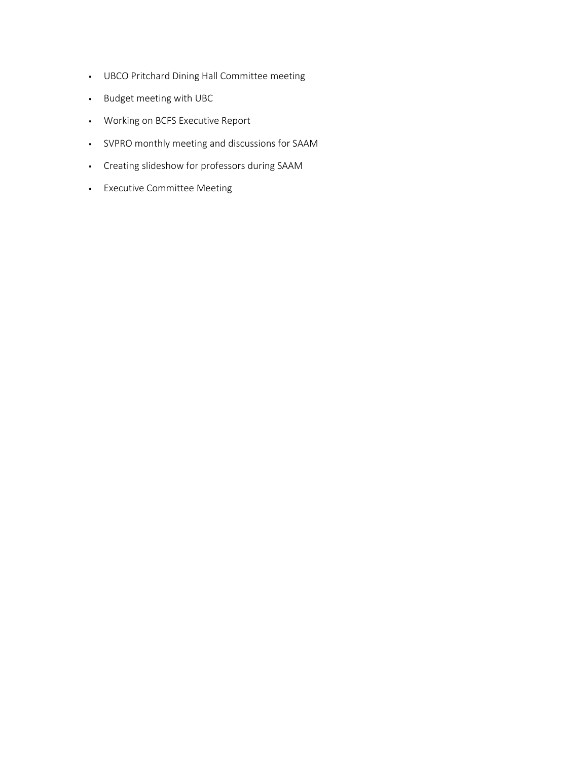- UBCO Pritchard Dining Hall Committee meeting
- Budget meeting with UBC
- Working on BCFS Executive Report
- SVPRO monthly meeting and discussions for SAAM
- Creating slideshow for professors during SAAM
- Executive Committee Meeting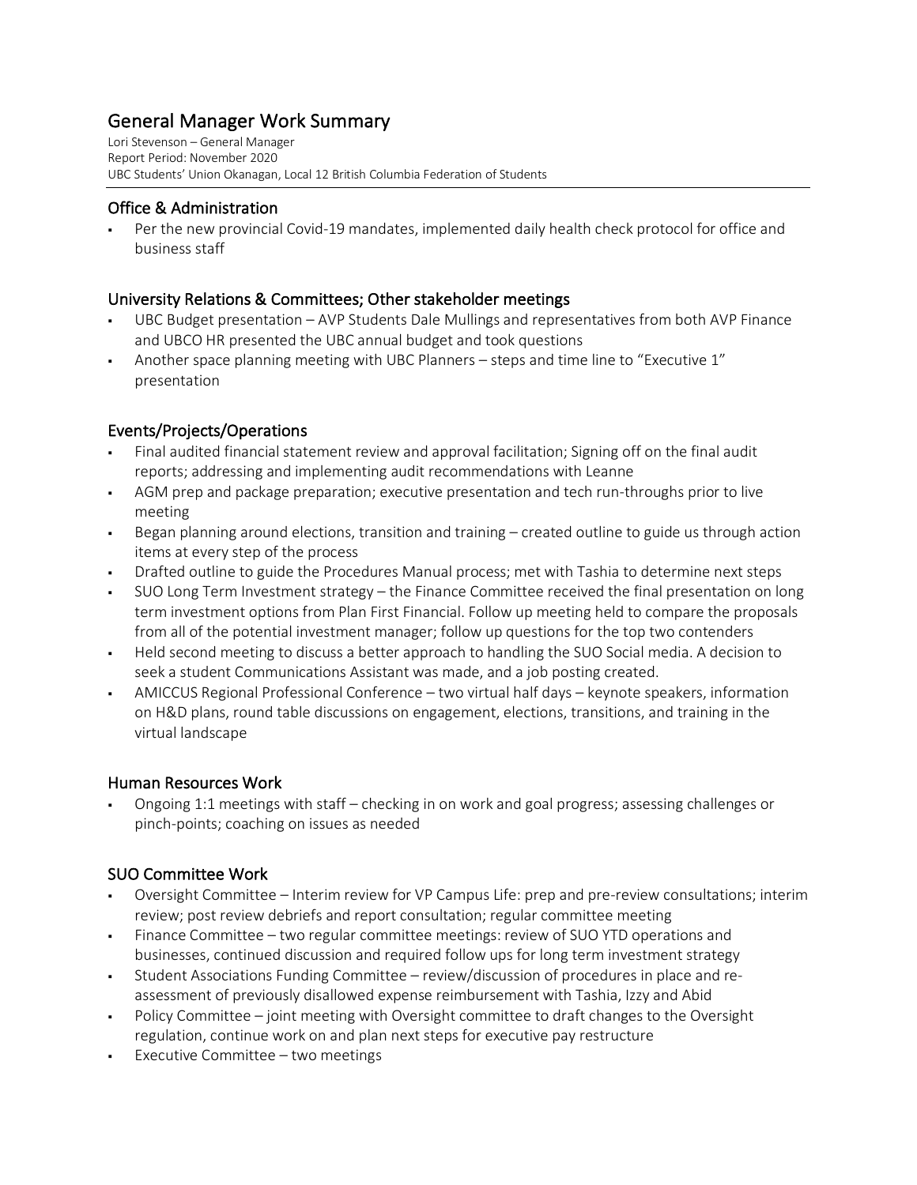# General Manager Work Summary

Lori Stevenson – General Manager
Report Period: November 2020
UBC Students' Union Okanagan, Local 12 British Columbia Federation of Students

## Office & Administration

- Per the new provincial Covid-19 mandates, implemented daily health check protocol for office and business staff

## University Relations & Committees; Other stakeholder meetings

- UBC Budget presentation – AVP Students Dale Mullings and representatives from both AVP Finance and UBCO HR presented the UBC annual budget and took questions
- Another space planning meeting with UBC Planners – steps and time line to "Executive 1" presentation

## Events/Projects/Operations

- Final audited financial statement review and approval facilitation; Signing off on the final audit reports; addressing and implementing audit recommendations with Leanne
- AGM prep and package preparation; executive presentation and tech run-throughs prior to live meeting
- Began planning around elections, transition and training – created outline to guide us through action items at every step of the process
- Drafted outline to guide the Procedures Manual process; met with Tashia to determine next steps
- SUO Long Term Investment strategy – the Finance Committee received the final presentation on long term investment options from Plan First Financial. Follow up meeting held to compare the proposals from all of the potential investment manager; follow up questions for the top two contenders
- Held second meeting to discuss a better approach to handling the SUO Social media. A decision to seek a student Communications Assistant was made, and a job posting created.
- AMICCUS Regional Professional Conference – two virtual half days – keynote speakers, information on H&D plans, round table discussions on engagement, elections, transitions, and training in the virtual landscape

## Human Resources Work

- Ongoing 1:1 meetings with staff – checking in on work and goal progress; assessing challenges or pinch-points; coaching on issues as needed

## SUO Committee Work

- Oversight Committee – Interim review for VP Campus Life: prep and pre-review consultations; interim review; post review debriefs and report consultation; regular committee meeting
- Finance Committee – two regular committee meetings: review of SUO YTD operations and businesses, continued discussion and required follow ups for long term investment strategy
- Student Associations Funding Committee – review/discussion of procedures in place and re-assessment of previously disallowed expense reimbursement with Tashia, Izzy and Abid
- Policy Committee – joint meeting with Oversight committee to draft changes to the Oversight regulation, continue work on and plan next steps for executive pay restructure
- Executive Committee – two meetings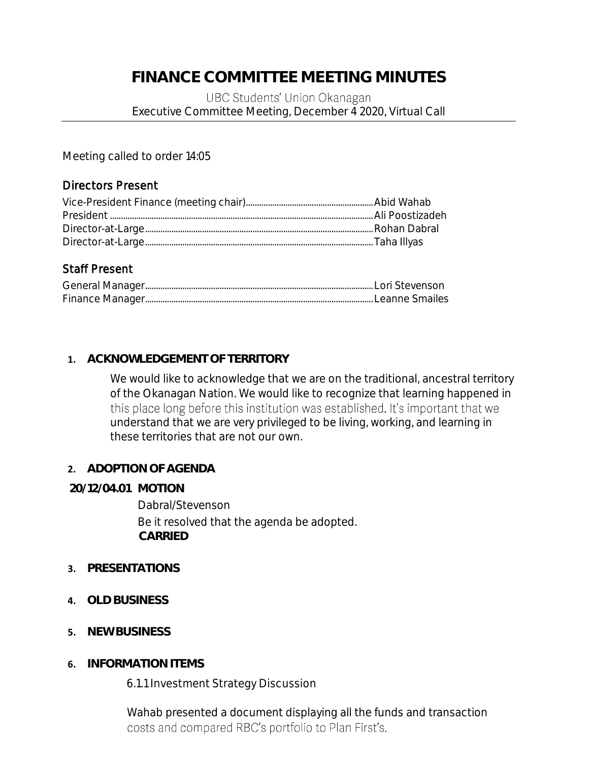# FINANCE COMMITTEE MEETING MINUTES

UBC Students' Union Okanagan

Executive Committee Meeting, December 4 2020, Virtual Call

Meeting called to order 14:05

## Directors Present

Vice-President Finance (meeting chair)........................................................Abid Wahab
President ..................................................................................................Ali Poostizadeh
Director-at-Large.......................................................................................Rohan Dabral
Director-at-Large.......................................................................................Taha Illyas

## Staff Present

General Manager.......................................................................................Lori Stevenson
Finance Manager.......................................................................................Leanne Smailes

1. **ACKNOWLEDGEMENT OF TERRITORY**

   We would like to acknowledge that we are on the traditional, ancestral territory of the Okanagan Nation. We would like to recognize that learning happened in this place long before this institution was established. It's important that we understand that we are very privileged to be living, working, and learning in these territories that are not our own.

2. **ADOPTION OF AGENDA**

**20/12/04.01 MOTION**

Dabral/Stevenson

Be it resolved that the agenda be adopted.

**CARRIED**

3. **PRESENTATIONS**

4. **OLD BUSINESS**

5. **NEW BUSINESS**

6. **INFORMATION ITEMS**

   6.1.1 Investment Strategy Discussion

   Wahab presented a document displaying all the funds and transaction costs and compared RBC's portfolio to Plan First's.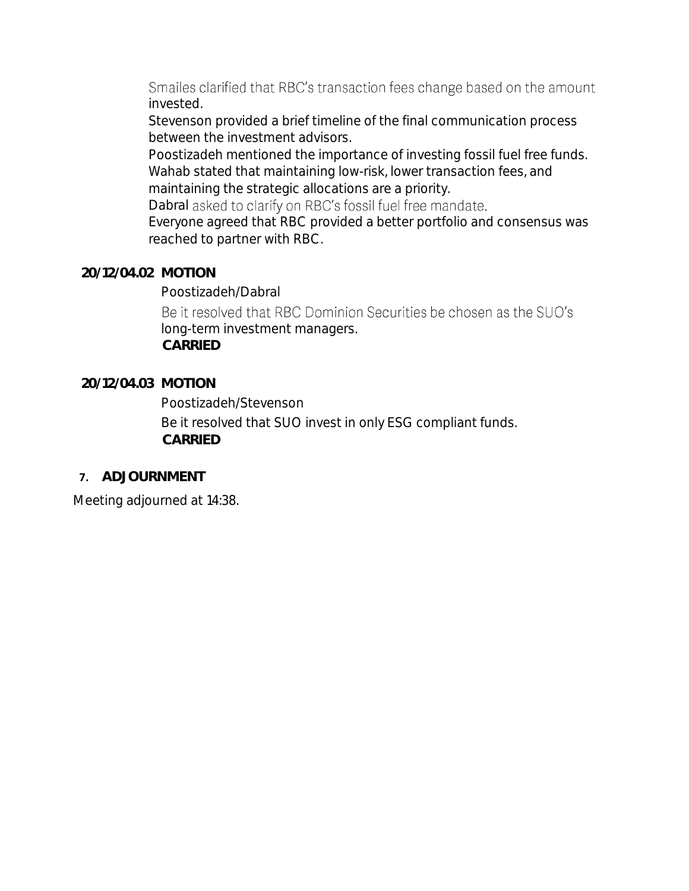Smailes clarified that RBC's transaction fees change based on the amount invested.

Stevenson provided a brief timeline of the final communication process between the investment advisors.

Poostizadeh mentioned the importance of investing fossil fuel free funds.

Wahab stated that maintaining low-risk, lower transaction fees, and maintaining the strategic allocations are a priority.

Dabral asked to clarify on RBC's fossil fuel free mandate.

Everyone agreed that RBC provided a better portfolio and consensus was reached to partner with RBC.

**20/12/04.02 MOTION**

Poostizadeh/Dabral

Be it resolved that RBC Dominion Securities be chosen as the SUO's long-term investment managers.

**CARRIED**

**20/12/04.03 MOTION**

Poostizadeh/Stevenson

Be it resolved that SUO invest in only ESG compliant funds.

**CARRIED**

## 7. ADJOURNMENT

Meeting adjourned at 14:38.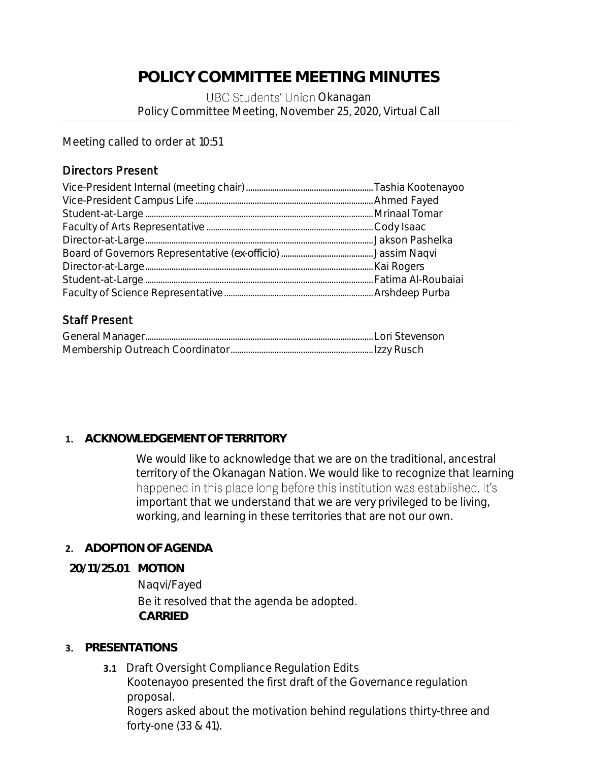# POLICY COMMITTEE MEETING MINUTES

UBC Students' Union Okanagan
Policy Committee Meeting, November 25, 2020, Virtual Call

Meeting called to order at 10:51

## Directors Present

| | |
|---|---|
| Vice-President Internal (meeting chair) | Tashia Kootenayoo |
| Vice-President Campus Life | Ahmed Fayed |
| Student-at-Large | Mrinaal Tomar |
| Faculty of Arts Representative | Cody Isaac |
| Director-at-Large | Jakson Pashelka |
| Board of Governors Representative (ex-officio) | Jassim Naqvi |
| Director-at-Large | Kai Rogers |
| Student-at-Large | Fatima Al-Roubaiai |
| Faculty of Science Representative | Arshdeep Purba |

## Staff Present

| | |
|---|---|
| General Manager | Lori Stevenson |
| Membership Outreach Coordinator | Izzy Rusch |

1. **ACKNOWLEDGEMENT OF TERRITORY**

   We would like to acknowledge that we are on the traditional, ancestral territory of the Okanagan Nation. We would like to recognize that learning happened in this place long before this institution was established. It's important that we understand that we are very privileged to be living, working, and learning in these territories that are not our own.

2. **ADOPTION OF AGENDA**

**20/11/25.01 MOTION**

Naqvi/Fayed

Be it resolved that the agenda be adopted.

**CARRIED**

3. **PRESENTATIONS**

   **3.1** Draft Oversight Compliance Regulation Edits

   Kootenayoo presented the first draft of the Governance regulation proposal.

   Rogers asked about the motivation behind regulations thirty-three and forty-one (33 & 41).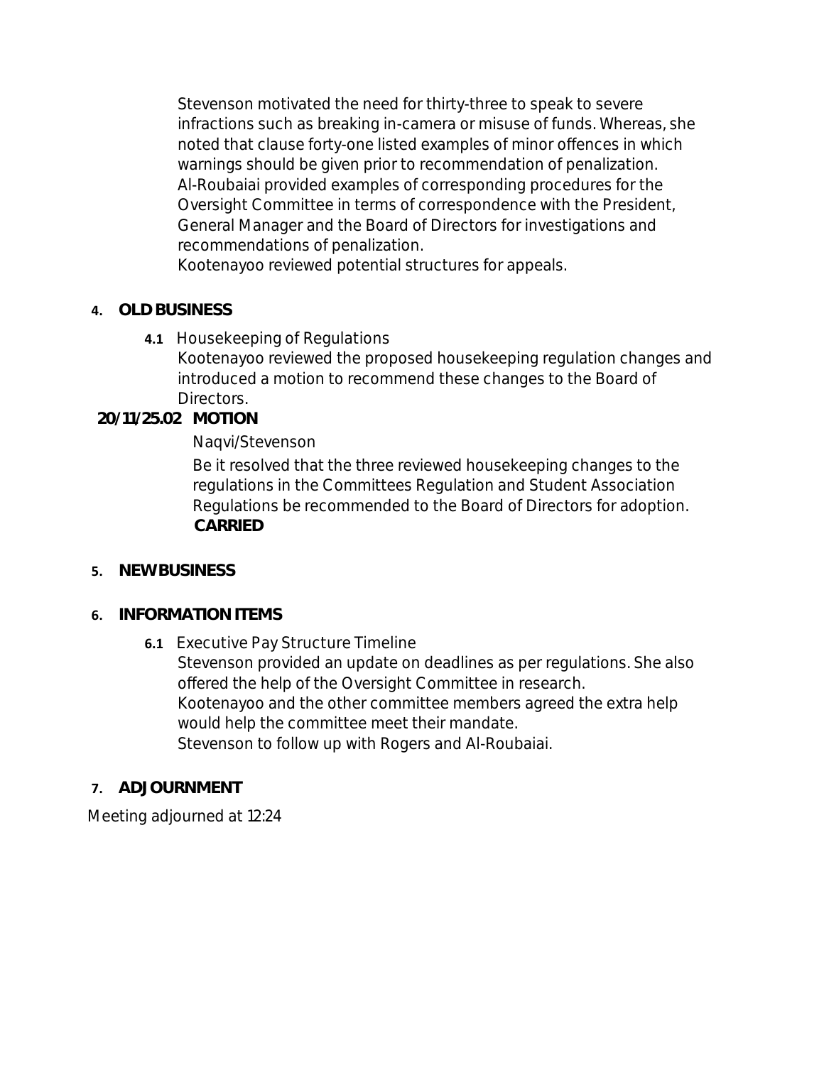Stevenson motivated the need for thirty-three to speak to severe infractions such as breaking in-camera or misuse of funds. Whereas, she noted that clause forty-one listed examples of minor offences in which warnings should be given prior to recommendation of penalization.
Al-Roubaiai provided examples of corresponding procedures for the Oversight Committee in terms of correspondence with the President, General Manager and the Board of Directors for investigations and recommendations of penalization.
Kootenayoo reviewed potential structures for appeals.

**4. OLD BUSINESS**

**4.1** Housekeeping of Regulations
Kootenayoo reviewed the proposed housekeeping regulation changes and introduced a motion to recommend these changes to the Board of Directors.

**20/11/25.02 MOTION**

Naqvi/Stevenson

Be it resolved that the three reviewed housekeeping changes to the regulations in the Committees Regulation and Student Association Regulations be recommended to the Board of Directors for adoption.
**CARRIED**

**5. NEW BUSINESS**

**6. INFORMATION ITEMS**

**6.1** Executive Pay Structure Timeline
Stevenson provided an update on deadlines as per regulations. She also offered the help of the Oversight Committee in research.
Kootenayoo and the other committee members agreed the extra help would help the committee meet their mandate.
Stevenson to follow up with Rogers and Al-Roubaiai.

**7. ADJOURNMENT**

Meeting adjourned at 12:24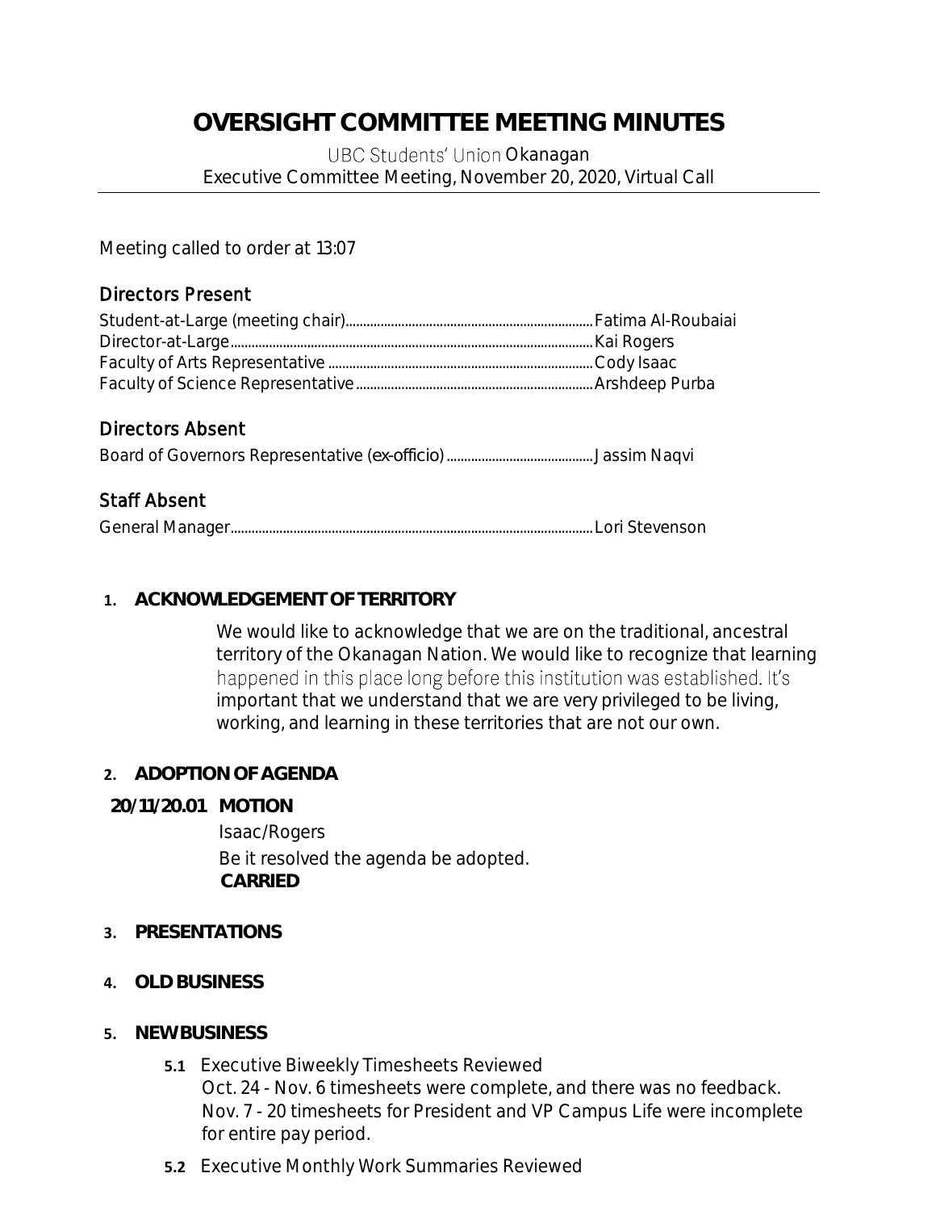# OVERSIGHT COMMITTEE MEETING MINUTES

UBC Students' Union Okanagan
Executive Committee Meeting, November 20, 2020, Virtual Call

Meeting called to order at 13:07

## Directors Present

Student-at-Large (meeting chair)........................................................................Fatima Al-Roubaiai
Director-at-Large........................................................................................................Kai Rogers
Faculty of Arts Representative ..............................................................................Cody Isaac
Faculty of Science Representative........................................................................Arshdeep Purba

## Directors Absent

Board of Governors Representative (ex-officio)..........................................Jassim Naqvi

## Staff Absent

General Manager.......................................................................................................Lori Stevenson

1. **ACKNOWLEDGEMENT OF TERRITORY**

   We would like to acknowledge that we are on the traditional, ancestral territory of the Okanagan Nation. We would like to recognize that learning happened in this place long before this institution was established. It's important that we understand that we are very privileged to be living, working, and learning in these territories that are not our own.

2. **ADOPTION OF AGENDA**

   **20/11/20.01 MOTION**

   Isaac/Rogers
   Be it resolved the agenda be adopted.
   **CARRIED**

3. **PRESENTATIONS**

4. **OLD BUSINESS**

5. **NEW BUSINESS**

   **5.1** Executive Biweekly Timesheets Reviewed
   Oct. 24 - Nov. 6 timesheets were complete, and there was no feedback.
   Nov. 7 - 20 timesheets for President and VP Campus Life were incomplete for entire pay period.

   **5.2** Executive Monthly Work Summaries Reviewed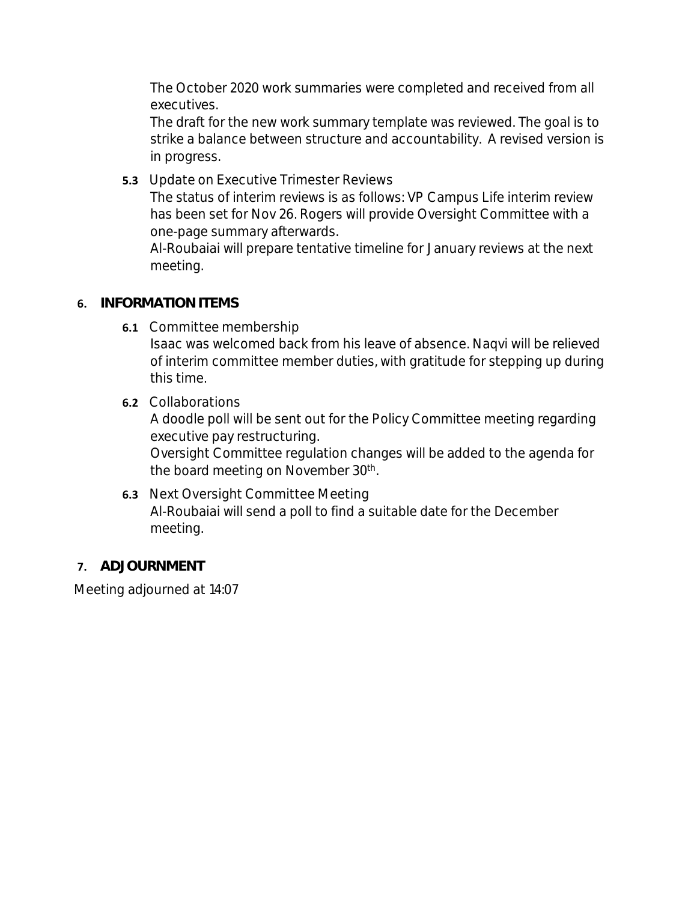The October 2020 work summaries were completed and received from all executives.

The draft for the new work summary template was reviewed. The goal is to strike a balance between structure and accountability. A revised version is in progress.

**5.3** Update on Executive Trimester Reviews

The status of interim reviews is as follows: VP Campus Life interim review has been set for Nov 26. Rogers will provide Oversight Committee with a one-page summary afterwards.

Al-Roubaiai will prepare tentative timeline for January reviews at the next meeting.

## 6. INFORMATION ITEMS

**6.1** Committee membership

Isaac was welcomed back from his leave of absence. Naqvi will be relieved of interim committee member duties, with gratitude for stepping up during this time.

**6.2** Collaborations

A doodle poll will be sent out for the Policy Committee meeting regarding executive pay restructuring.

Oversight Committee regulation changes will be added to the agenda for the board meeting on November 30th.

**6.3** Next Oversight Committee Meeting

Al-Roubaiai will send a poll to find a suitable date for the December meeting.

## 7. ADJOURNMENT

Meeting adjourned at 14:07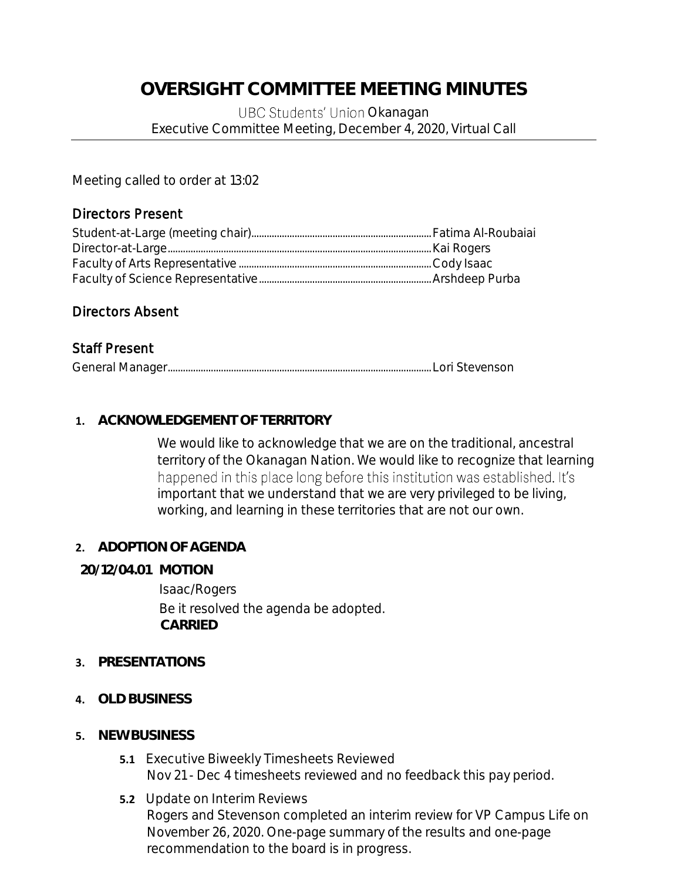# OVERSIGHT COMMITTEE MEETING MINUTES

UBC Students' Union Okanagan
Executive Committee Meeting, December 4, 2020, Virtual Call

Meeting called to order at 13:02

## Directors Present

Student-at-Large (meeting chair)........Fatima Al-Roubaiai
Director-at-Large........Kai Rogers
Faculty of Arts Representative........Cody Isaac
Faculty of Science Representative........Arshdeep Purba

## Directors Absent

## Staff Present

General Manager........Lori Stevenson

1. **ACKNOWLEDGEMENT OF TERRITORY**

   We would like to acknowledge that we are on the traditional, ancestral territory of the Okanagan Nation. We would like to recognize that learning happened in this place long before this institution was established. It's important that we understand that we are very privileged to be living, working, and learning in these territories that are not our own.

2. **ADOPTION OF AGENDA**

   **20/12/04.01 MOTION**

   Isaac/Rogers
   Be it resolved the agenda be adopted.
   **CARRIED**

3. **PRESENTATIONS**

4. **OLD BUSINESS**

5. **NEW BUSINESS**

   **5.1** Executive Biweekly Timesheets Reviewed
   Nov 21 - Dec 4 timesheets reviewed and no feedback this pay period.

   **5.2** Update on Interim Reviews
   Rogers and Stevenson completed an interim review for VP Campus Life on November 26, 2020. One-page summary of the results and one-page recommendation to the board is in progress.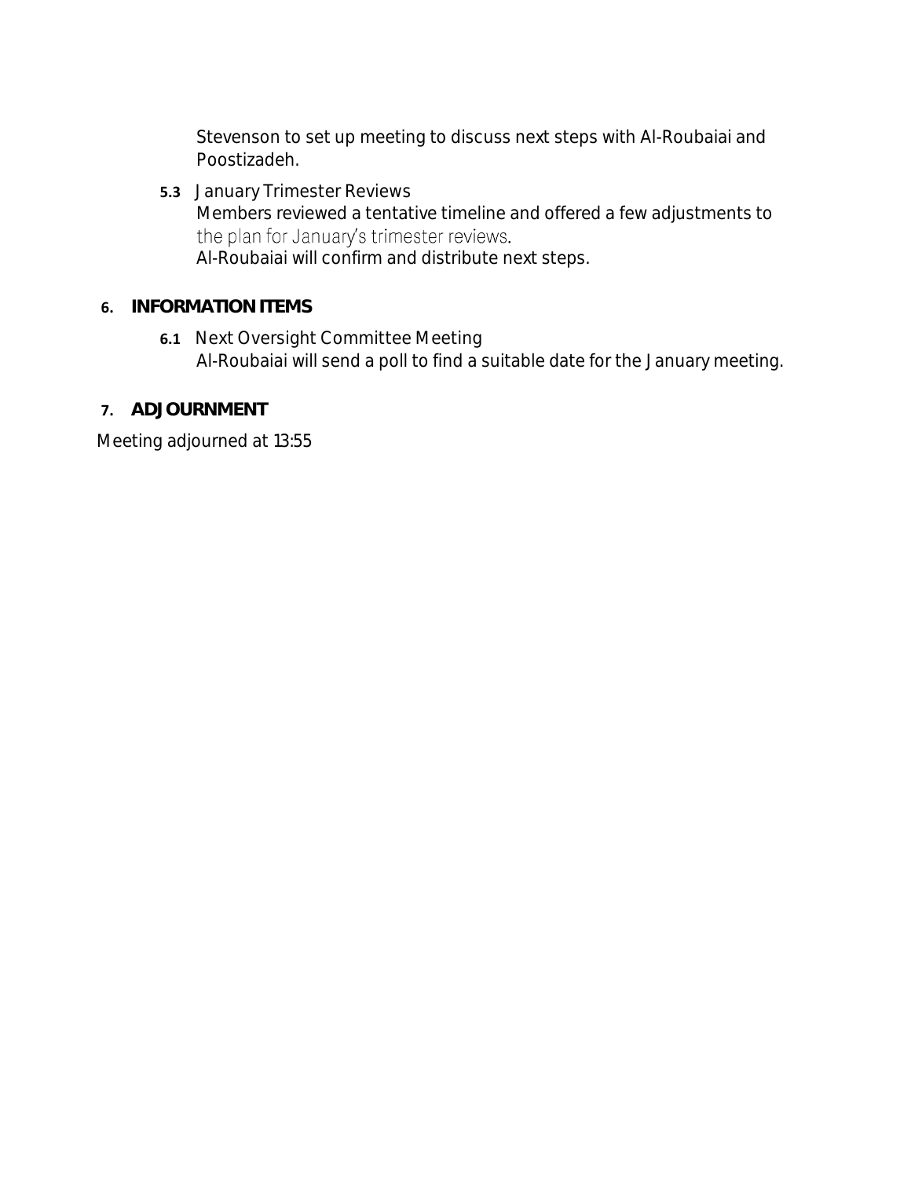Stevenson to set up meeting to discuss next steps with Al-Roubaiai and Poostizadeh.

**5.3** January Trimester Reviews
Members reviewed a tentative timeline and offered a few adjustments to the plan for January's trimester reviews.
Al-Roubaiai will confirm and distribute next steps.

## 6. INFORMATION ITEMS

**6.1** Next Oversight Committee Meeting
Al-Roubaiai will send a poll to find a suitable date for the January meeting.

## 7. ADJOURNMENT

Meeting adjourned at 13:55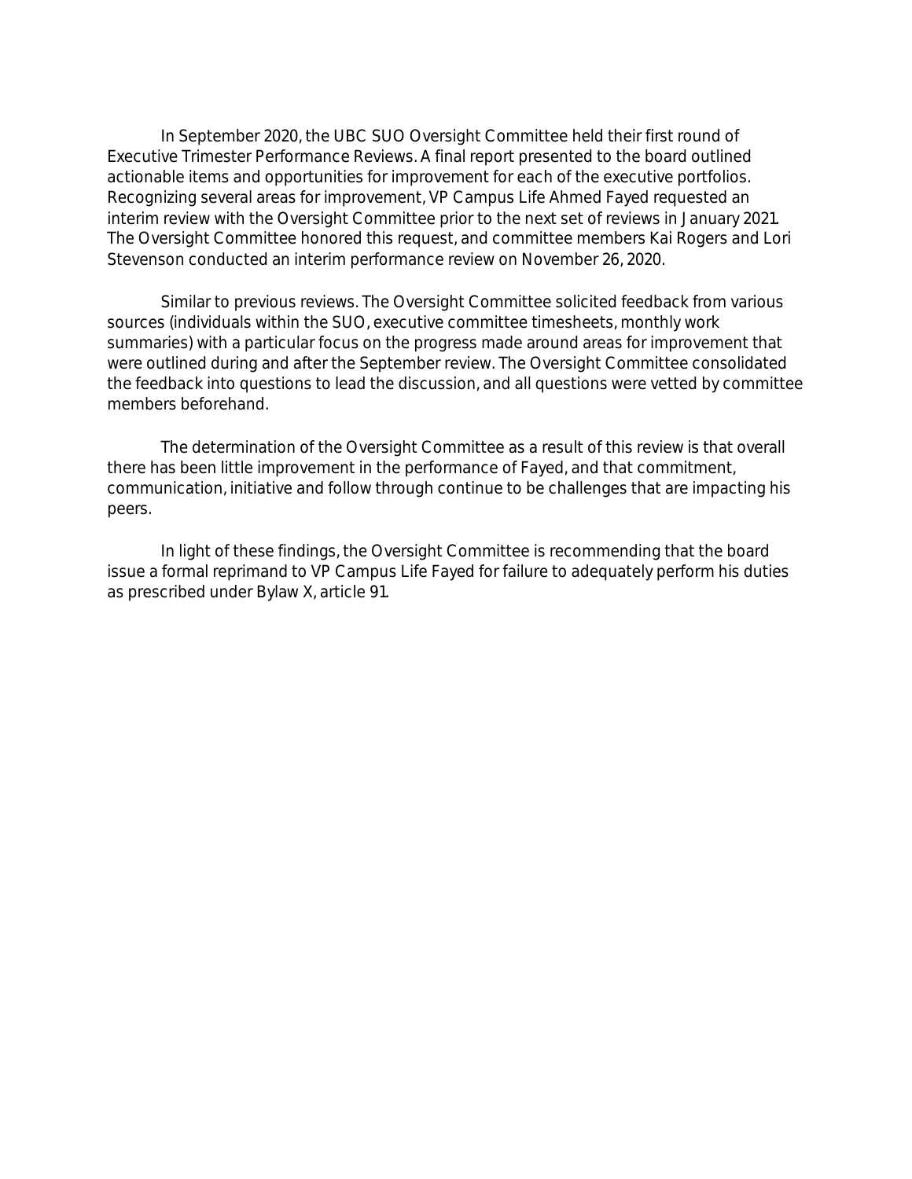In September 2020, the UBC SUO Oversight Committee held their first round of Executive Trimester Performance Reviews. A final report presented to the board outlined actionable items and opportunities for improvement for each of the executive portfolios. Recognizing several areas for improvement, VP Campus Life Ahmed Fayed requested an interim review with the Oversight Committee prior to the next set of reviews in January 2021. The Oversight Committee honored this request, and committee members Kai Rogers and Lori Stevenson conducted an interim performance review on November 26, 2020.

Similar to previous reviews. The Oversight Committee solicited feedback from various sources (individuals within the SUO, executive committee timesheets, monthly work summaries) with a particular focus on the progress made around areas for improvement that were outlined during and after the September review. The Oversight Committee consolidated the feedback into questions to lead the discussion, and all questions were vetted by committee members beforehand.

The determination of the Oversight Committee as a result of this review is that overall there has been little improvement in the performance of Fayed, and that commitment, communication, initiative and follow through continue to be challenges that are impacting his peers.

In light of these findings, the Oversight Committee is recommending that the board issue a formal reprimand to VP Campus Life Fayed for failure to adequately perform his duties as prescribed under Bylaw X, article 91.